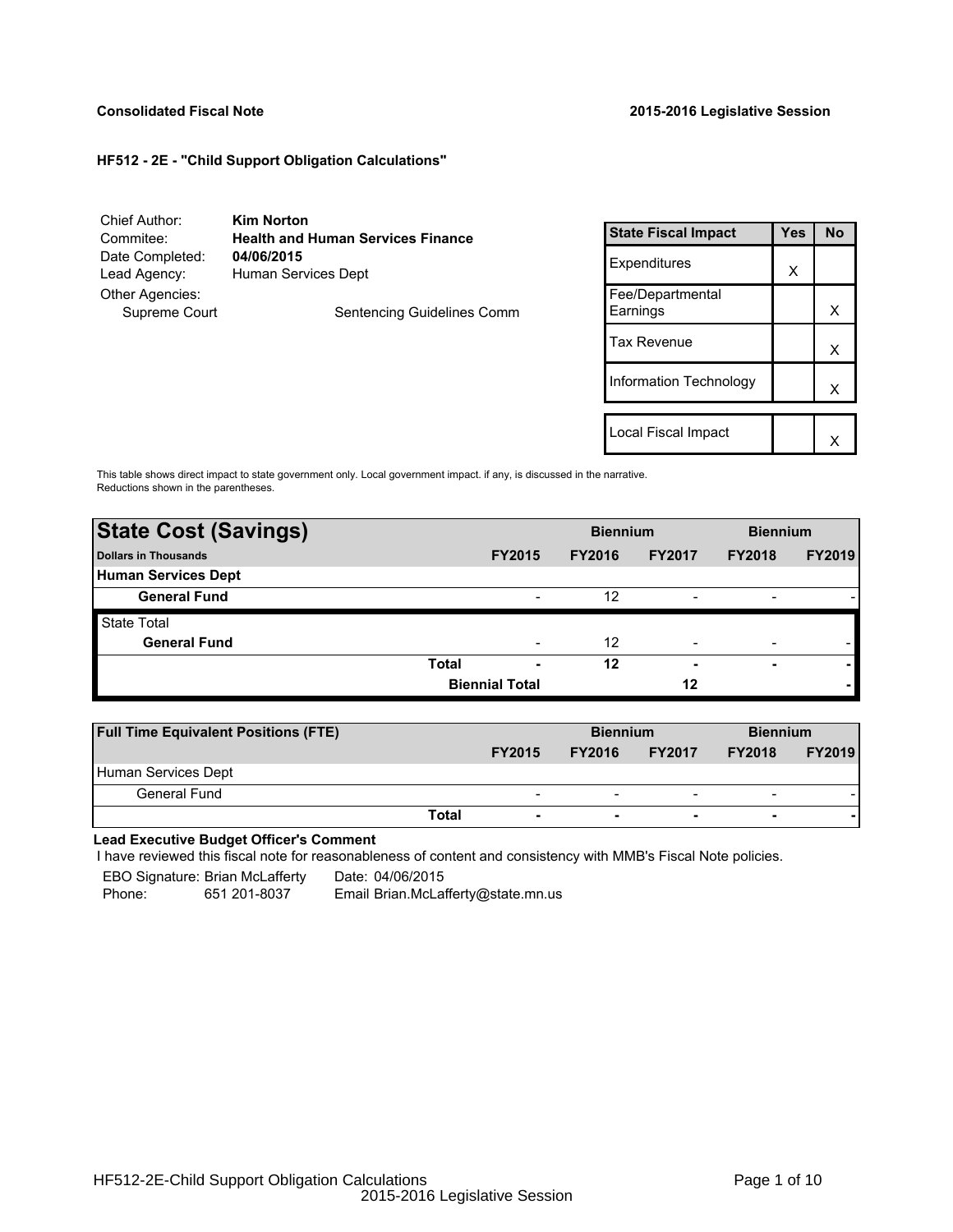**Consolidated Fiscal Note** **2015-2016 Legislative Session**

**HF512 - 2E - "Child Support Obligation Calculations"**

Chief Author: **Kim Norton**
Commitee: **Health and Human Services Finance**
Date Completed: **04/06/2015**
Lead Agency: Human Services Dept
Other Agencies:
Supreme Court — Sentencing Guidelines Comm

| State Fiscal Impact | Yes | No |
|---|---|---|
| Expenditures | X | |
| Fee/Departmental Earnings | | X |
| Tax Revenue | | X |
| Information Technology | | X |
| | | |
| Local Fiscal Impact | | X |

This table shows direct impact to state government only. Local government impact. if any, is discussed in the narrative. Reductions shown in the parentheses.

| State Cost (Savings) | | Biennium | | Biennium | |
|---|---|---|---|---|---|
| Dollars in Thousands | FY2015 | FY2016 | FY2017 | FY2018 | FY2019 |
| **Human Services Dept** | | | | | |
| **General Fund** | - | 12 | - | - | - |
| State Total | | | | | |
| **General Fund** | - | 12 | - | - | - |
| **Total** | **-** | **12** | **-** | **-** | **-** |
| **Biennial Total** | | | **12** | | **-** |

| Full Time Equivalent Positions (FTE) | | Biennium | | Biennium | |
|---|---|---|---|---|---|
| | FY2015 | FY2016 | FY2017 | FY2018 | FY2019 |
| Human Services Dept | | | | | |
| General Fund | - | - | - | - | - |
| **Total** | **-** | **-** | **-** | **-** | **-** |

**Lead Executive Budget Officer's Comment**

I have reviewed this fiscal note for reasonableness of content and consistency with MMB's Fiscal Note policies.

EBO Signature: Brian McLafferty Date: 04/06/2015
Phone: 651 201-8037 Email Brian.McLafferty@state.mn.us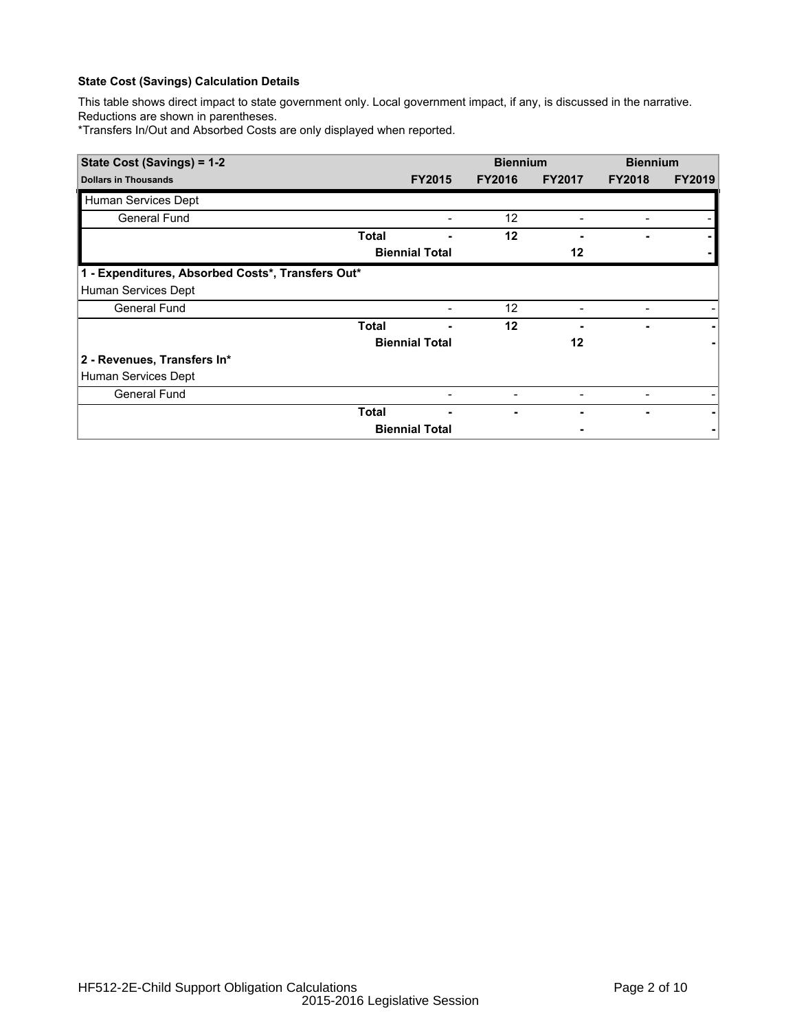**State Cost (Savings) Calculation Details**

This table shows direct impact to state government only. Local government impact, if any, is discussed in the narrative. Reductions are shown in parentheses.

*Transfers In/Out and Absorbed Costs are only displayed when reported.

| State Cost (Savings) = 1-2 | | Biennium | | Biennium | |
|---|---|---|---|---|---|
| **Dollars in Thousands** | **FY2015** | **FY2016** | **FY2017** | **FY2018** | **FY2019** |
| Human Services Dept | | | | | |
| General Fund | - | 12 | - | - | - |
| **Total** | **-** | **12** | **-** | **-** | **-** |
| **Biennial Total** | | | **12** | | **-** |
| **1 - Expenditures, Absorbed Costs*, Transfers Out*** | | | | | |
| Human Services Dept | | | | | |
| General Fund | - | 12 | - | - | - |
| **Total** | **-** | **12** | **-** | **-** | **-** |
| **Biennial Total** | | | **12** | | **-** |
| **2 - Revenues, Transfers In*** | | | | | |
| Human Services Dept | | | | | |
| General Fund | - | - | - | - | - |
| **Total** | **-** | **-** | **-** | **-** | **-** |
| **Biennial Total** | | | **-** | | **-** |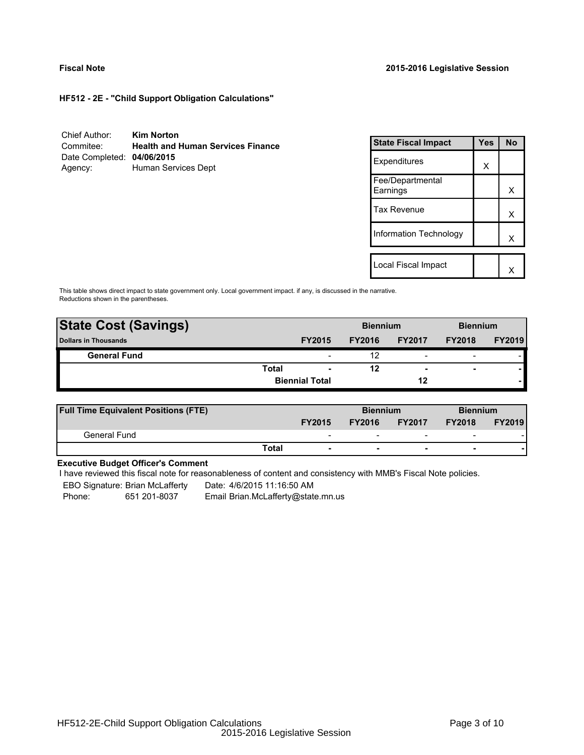**Fiscal Note** **2015-2016 Legislative Session**

**HF512 - 2E - "Child Support Obligation Calculations"**

Chief Author: **Kim Norton**
Commitee: **Health and Human Services Finance**
Date Completed: **04/06/2015**
Agency: Human Services Dept

| State Fiscal Impact | Yes | No |
|---|---|---|
| Expenditures | X | |
| Fee/Departmental Earnings | | X |
| Tax Revenue | | X |
| Information Technology | | X |
| Local Fiscal Impact | | X |

This table shows direct impact to state government only. Local government impact. if any, is discussed in the narrative. Reductions shown in the parentheses.

| **State Cost (Savings)** | | | **Biennium** | | **Biennium** | |
|---|---|---|---|---|---|---|
| **Dollars in Thousands** | | **FY2015** | **FY2016** | **FY2017** | **FY2018** | **FY2019** |
| **General Fund** | | - | 12 | - | - | - |
| | **Total** | **-** | **12** | **-** | **-** | **-** |
| | | **Biennial Total** | | **12** | | **-** |

| **Full Time Equivalent Positions (FTE)** | | | **Biennium** | | **Biennium** | |
|---|---|---|---|---|---|---|
| | | **FY2015** | **FY2016** | **FY2017** | **FY2018** | **FY2019** |
| General Fund | | - | - | - | - | - |
| | **Total** | **-** | **-** | **-** | **-** | **-** |

**Executive Budget Officer's Comment**

I have reviewed this fiscal note for reasonableness of content and consistency with MMB's Fiscal Note policies.

EBO Signature: Brian McLafferty    Date: 4/6/2015 11:16:50 AM
Phone: 651 201-8037    Email Brian.McLafferty@state.mn.us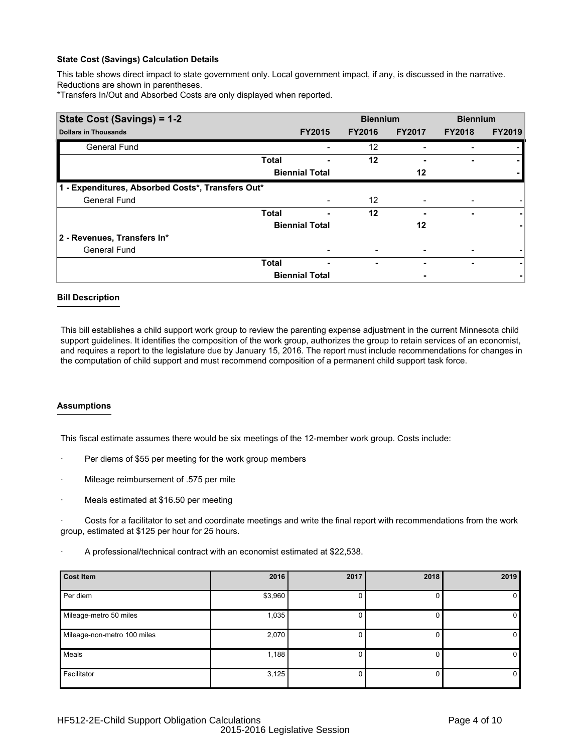**State Cost (Savings) Calculation Details**

This table shows direct impact to state government only. Local government impact, if any, is discussed in the narrative. Reductions are shown in parentheses.

*Transfers In/Out and Absorbed Costs are only displayed when reported.

| State Cost (Savings) = 1-2 | | Biennium | | Biennium | |
|---|---|---|---|---|---|
| Dollars in Thousands | FY2015 | FY2016 | FY2017 | FY2018 | FY2019 |
| General Fund | - | 12 | - | - | - |
| Total | - | 12 | - | - | - |
| Biennial Total | | | 12 | | - |
| **1 - Expenditures, Absorbed Costs*, Transfers Out*** | | | | | |
| General Fund | - | 12 | - | - | - |
| Total | - | 12 | - | - | - |
| Biennial Total | | | 12 | | - |
| **2 - Revenues, Transfers In*** | | | | | |
| General Fund | - | - | - | - | - |
| Total | - | - | - | - | - |
| Biennial Total | | | - | | - |

**Bill Description**

This bill establishes a child support work group to review the parenting expense adjustment in the current Minnesota child support guidelines. It identifies the composition of the work group, authorizes the group to retain services of an economist, and requires a report to the legislature due by January 15, 2016. The report must include recommendations for changes in the computation of child support and must recommend composition of a permanent child support task force.

**Assumptions**

This fiscal estimate assumes there would be six meetings of the 12-member work group. Costs include:

- Per diems of $55 per meeting for the work group members
- Mileage reimbursement of .575 per mile
- Meals estimated at $16.50 per meeting
- Costs for a facilitator to set and coordinate meetings and write the final report with recommendations from the work group, estimated at $125 per hour for 25 hours.
- A professional/technical contract with an economist estimated at $22,538.

| Cost Item | 2016 | 2017 | 2018 | 2019 |
|---|---|---|---|---|
| Per diem | $3,960 | 0 | 0 | 0 |
| Mileage-metro 50 miles | 1,035 | 0 | 0 | 0 |
| Mileage-non-metro 100 miles | 2,070 | 0 | 0 | 0 |
| Meals | 1,188 | 0 | 0 | 0 |
| Facilitator | 3,125 | 0 | 0 | 0 |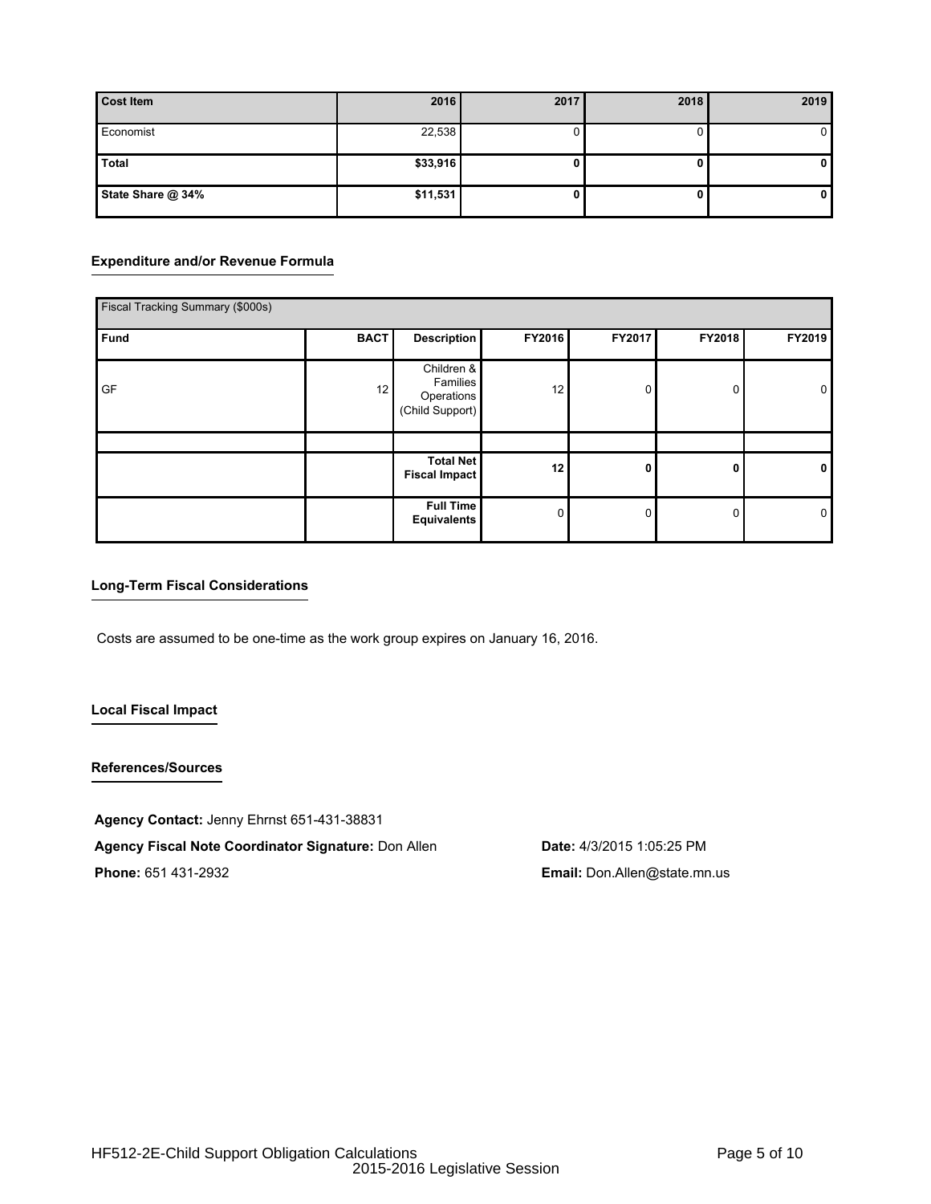| Cost Item | 2016 | 2017 | 2018 | 2019 |
|---|---|---|---|---|
| Economist | 22,538 | 0 | 0 | 0 |
| **Total** | **$33,916** | **0** | **0** | **0** |
| **State Share @ 34%** | **$11,531** | **0** | **0** | **0** |

### Expenditure and/or Revenue Formula

| Fiscal Tracking Summary ($000s) | | | | | | |
|---|---|---|---|---|---|---|
| **Fund** | **BACT** | **Description** | **FY2016** | **FY2017** | **FY2018** | **FY2019** |
| GF | 12 | Children & Families Operations (Child Support) | 12 | 0 | 0 | 0 |
| | | | | | | |
| | | **Total Net Fiscal Impact** | **12** | **0** | **0** | **0** |
| | | **Full Time Equivalents** | 0 | 0 | 0 | 0 |

### Long-Term Fiscal Considerations

Costs are assumed to be one-time as the work group expires on January 16, 2016.

### Local Fiscal Impact

### References/Sources

**Agency Contact:** Jenny Ehrnst 651-431-38831

**Agency Fiscal Note Coordinator Signature:** Don Allen

**Date:** 4/3/2015 1:05:25 PM

**Phone:** 651 431-2932

**Email:** Don.Allen@state.mn.us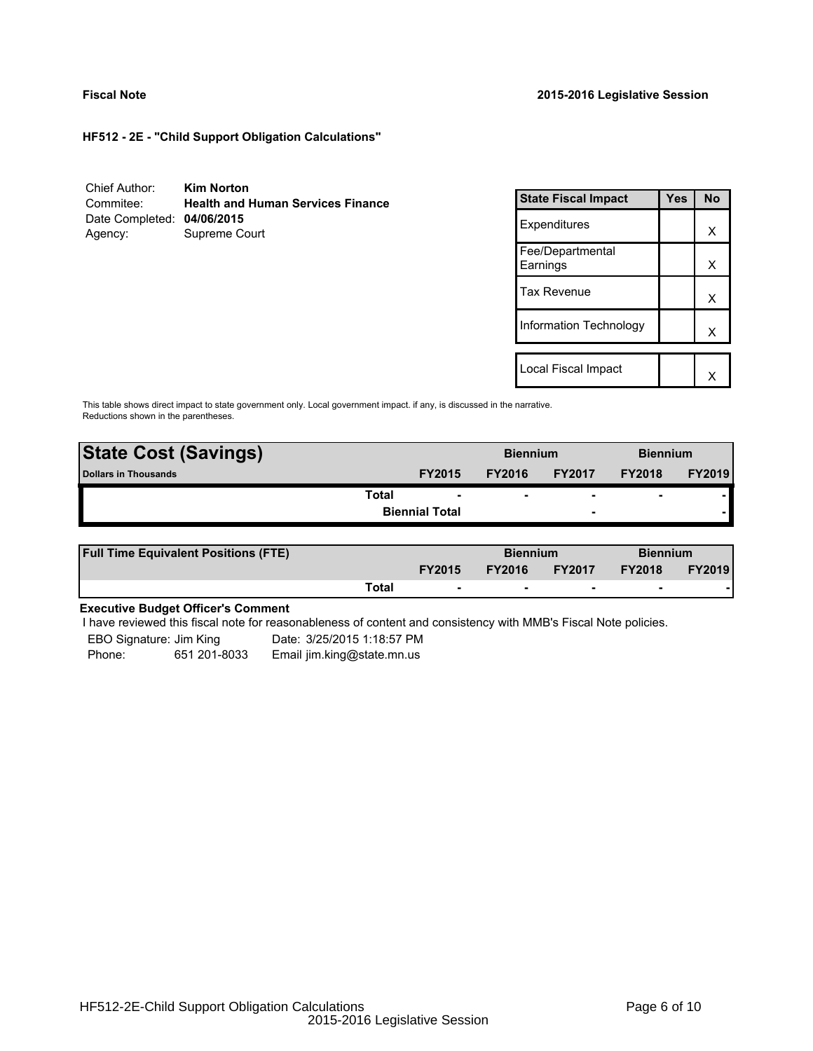**Fiscal Note** **2015-2016 Legislative Session**

**HF512 - 2E - "Child Support Obligation Calculations"**

| | |
|---|---|
| Chief Author: | **Kim Norton** |
| Commitee: | **Health and Human Services Finance** |
| Date Completed: | **04/06/2015** |
| Agency: | Supreme Court |

| State Fiscal Impact | Yes | No |
|---|---|---|
| Expenditures | | X |
| Fee/Departmental Earnings | | X |
| Tax Revenue | | X |
| Information Technology | | X |
| | | |
| Local Fiscal Impact | | X |

This table shows direct impact to state government only. Local government impact. if any, is discussed in the narrative. Reductions shown in the parentheses.

| **State Cost (Savings)** | | Biennium | | Biennium | |
|---|---|---|---|---|---|
| **Dollars in Thousands** | **FY2015** | **FY2016** | **FY2017** | **FY2018** | **FY2019** |
| **Total** | - | - | - | - | - |
| **Biennial Total** | | | - | | - |

| **Full Time Equivalent Positions (FTE)** | | Biennium | | Biennium | |
|---|---|---|---|---|---|
| | **FY2015** | **FY2016** | **FY2017** | **FY2018** | **FY2019** |
| **Total** | - | - | - | - | - |

**Executive Budget Officer's Comment**

I have reviewed this fiscal note for reasonableness of content and consistency with MMB's Fiscal Note policies.

EBO Signature: Jim King Date: 3/25/2015 1:18:57 PM
Phone: 651 201-8033 Email jim.king@state.mn.us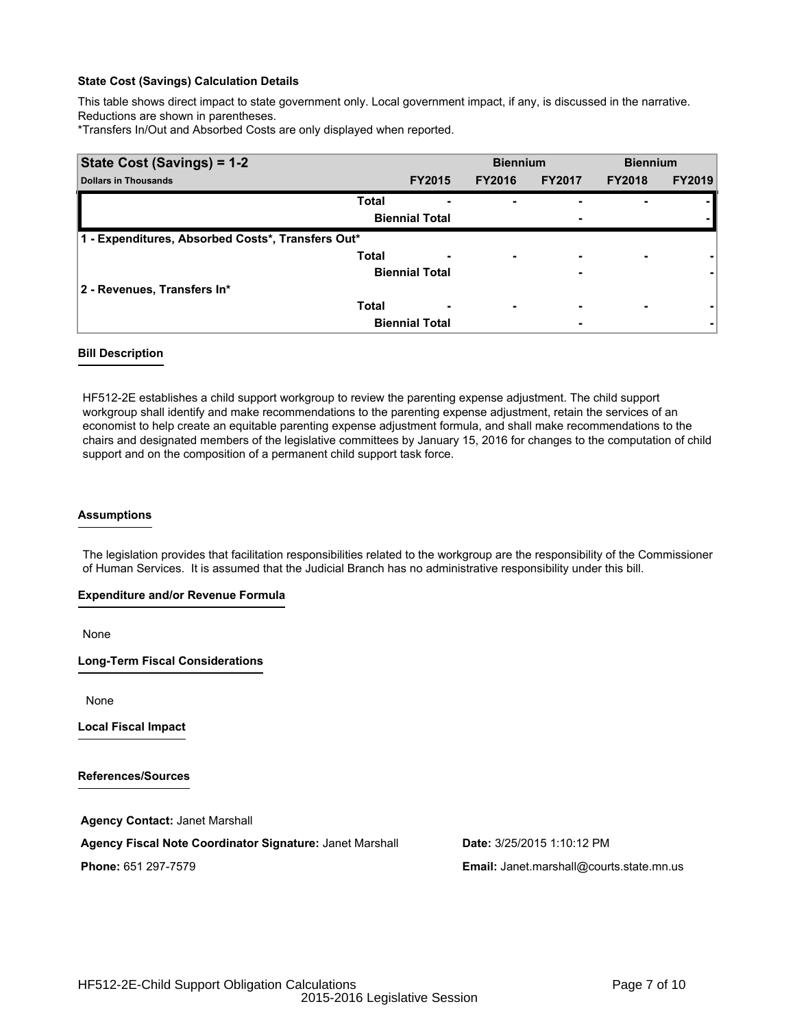**State Cost (Savings) Calculation Details**

This table shows direct impact to state government only. Local government impact, if any, is discussed in the narrative. Reductions are shown in parentheses.

*Transfers In/Out and Absorbed Costs are only displayed when reported.

| State Cost (Savings) = 1-2 | | | Biennium | | Biennium | |
|---|---|---|---|---|---|---|
| Dollars in Thousands | | FY2015 | FY2016 | FY2017 | FY2018 | FY2019 |
| | Total | - | - | - | - | - |
| | Biennial Total | | | - | | - |
| 1 - Expenditures, Absorbed Costs*, Transfers Out* | | | | | | |
| | Total | - | - | - | - | - |
| | Biennial Total | | | - | | - |
| 2 - Revenues, Transfers In* | | | | | | |
| | Total | - | - | - | - | - |
| | Biennial Total | | | - | | - |

**Bill Description**

HF512-2E establishes a child support workgroup to review the parenting expense adjustment. The child support workgroup shall identify and make recommendations to the parenting expense adjustment, retain the services of an economist to help create an equitable parenting expense adjustment formula, and shall make recommendations to the chairs and designated members of the legislative committees by January 15, 2016 for changes to the computation of child support and on the composition of a permanent child support task force.

**Assumptions**

The legislation provides that facilitation responsibilities related to the workgroup are the responsibility of the Commissioner of Human Services. It is assumed that the Judicial Branch has no administrative responsibility under this bill.

**Expenditure and/or Revenue Formula**

None

**Long-Term Fiscal Considerations**

None

**Local Fiscal Impact**

**References/Sources**

**Agency Contact:** Janet Marshall

**Agency Fiscal Note Coordinator Signature:** Janet Marshall

**Date:** 3/25/2015 1:10:12 PM

**Phone:** 651 297-7579

**Email:** Janet.marshall@courts.state.mn.us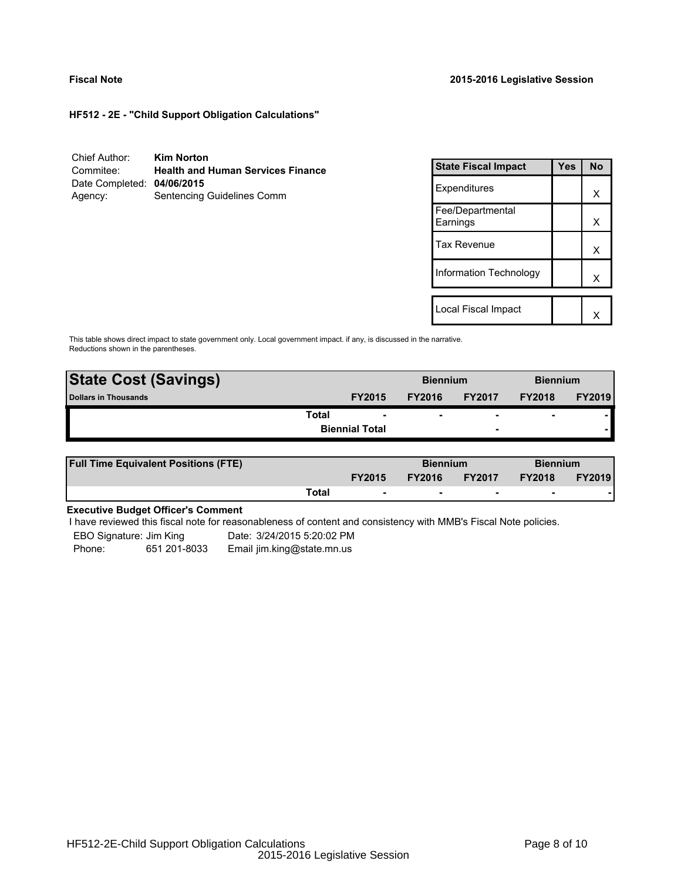**Fiscal Note** **2015-2016 Legislative Session**

**HF512 - 2E - "Child Support Obligation Calculations"**

| | |
|---|---|
| Chief Author: | **Kim Norton** |
| Commitee: | **Health and Human Services Finance** |
| Date Completed: | **04/06/2015** |
| Agency: | Sentencing Guidelines Comm |

| State Fiscal Impact | Yes | No |
|---|---|---|
| Expenditures | | X |
| Fee/Departmental Earnings | | X |
| Tax Revenue | | X |
| Information Technology | | X |
| | | |
| Local Fiscal Impact | | X |

This table shows direct impact to state government only. Local government impact. if any, is discussed in the narrative. Reductions shown in the parentheses.

| State Cost (Savings) | | Biennium | | Biennium | |
|---|---|---|---|---|---|
| Dollars in Thousands | FY2015 | FY2016 | FY2017 | FY2018 | FY2019 |
| Total | - | - | - | - | - |
| Biennial Total | | | - | | - |

| Full Time Equivalent Positions (FTE) | | Biennium | | Biennium | |
|---|---|---|---|---|---|
| | FY2015 | FY2016 | FY2017 | FY2018 | FY2019 |
| Total | - | - | - | - | - |

**Executive Budget Officer's Comment**

I have reviewed this fiscal note for reasonableness of content and consistency with MMB's Fiscal Note policies.

EBO Signature: Jim King  Date: 3/24/2015 5:20:02 PM
Phone: 651 201-8033  Email jim.king@state.mn.us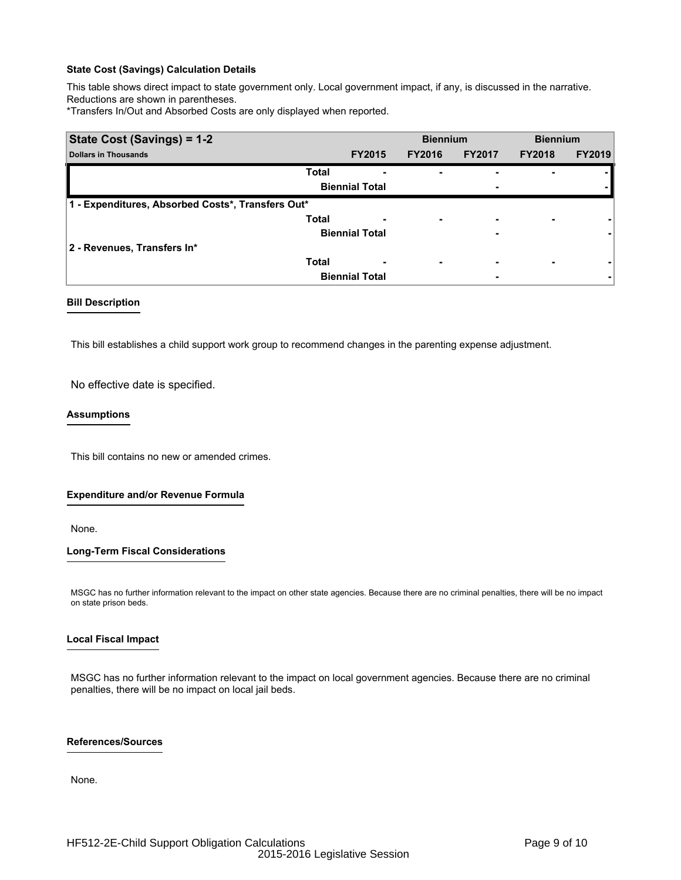**State Cost (Savings) Calculation Details**

This table shows direct impact to state government only. Local government impact, if any, is discussed in the narrative. Reductions are shown in parentheses.

*Transfers In/Out and Absorbed Costs are only displayed when reported.

| State Cost (Savings) = 1-2 | | | Biennium | | Biennium | |
|---|---|---|---|---|---|---|
| **Dollars in Thousands** | | **FY2015** | **FY2016** | **FY2017** | **FY2018** | **FY2019** |
| | **Total** | - | - | - | - | - |
| | **Biennial Total** | | | - | | - |
| **1 - Expenditures, Absorbed Costs*, Transfers Out*** | | | | | | |
| | **Total** | - | - | - | - | - |
| | **Biennial Total** | | | - | | - |
| **2 - Revenues, Transfers In*** | | | | | | |
| | **Total** | - | - | - | - | - |
| | **Biennial Total** | | | - | | - |

**Bill Description**

This bill establishes a child support work group to recommend changes in the parenting expense adjustment.

No effective date is specified.

**Assumptions**

This bill contains no new or amended crimes.

**Expenditure and/or Revenue Formula**

None.

**Long-Term Fiscal Considerations**

MSGC has no further information relevant to the impact on other state agencies. Because there are no criminal penalties, there will be no impact on state prison beds.

**Local Fiscal Impact**

MSGC has no further information relevant to the impact on local government agencies. Because there are no criminal penalties, there will be no impact on local jail beds.

**References/Sources**

None.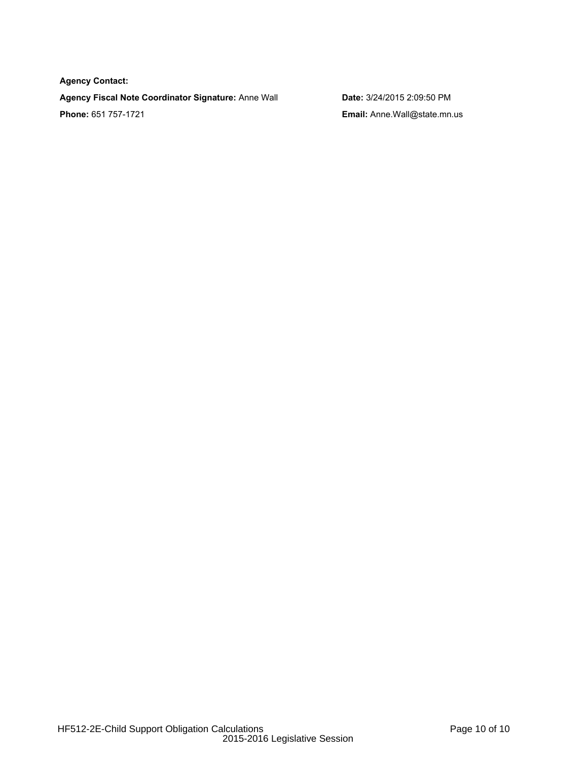**Agency Contact:**

**Agency Fiscal Note Coordinator Signature:** Anne Wall

**Date:** 3/24/2015 2:09:50 PM

**Phone:** 651 757-1721

**Email:** Anne.Wall@state.mn.us